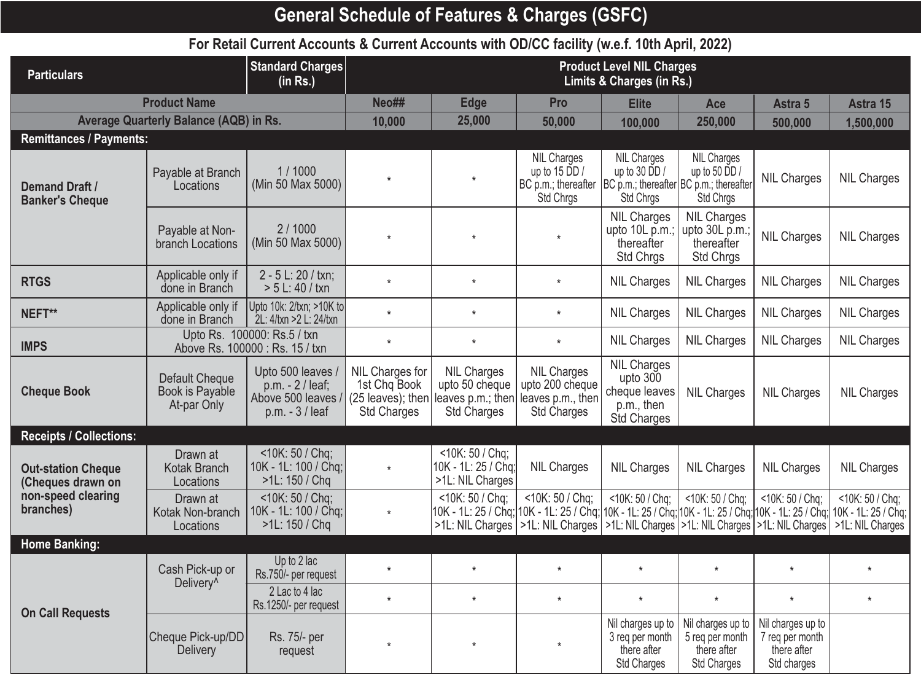# General Schedule of Features & Charges (GSFC)

## For Retail Current Accounts & Current Accounts with OD/CC facility (w.e.f. 10th April, 2022)

| Particulars | | Standard Charges (in Rs.) | Product Level NIL Charges Limits & Charges (in Rs.) | | | | | | |
|---|---|---|---|---|---|---|---|---|---|
| **Product Name** | | | Neo## | Edge | Pro | Elite | Ace | Astra 5 | Astra 15 |
| **Average Quarterly Balance (AQB) in Rs.** | | | 10,000 | 25,000 | 50,000 | 100,000 | 250,000 | 500,000 | 1,500,000 |
| **Remittances / Payments:** | | | | | | | | | |
| **Demand Draft / Banker's Cheque** | Payable at Branch Locations | 1 / 1000 (Min 50 Max 5000) | * | * | NIL Charges up to 15 DD / BC p.m.; thereafter Std Chrgs | NIL Charges up to 30 DD / BC p.m.; thereafter Std Chrgs | NIL Charges up to 50 DD / BC p.m.; thereafter Std Chrgs | NIL Charges | NIL Charges |
| | Payable at Non-branch Locations | 2 / 1000 (Min 50 Max 5000) | * | * | * | NIL Charges upto 10L p.m.; thereafter Std Chrgs | NIL Charges upto 30L p.m.; thereafter Std Chrgs | NIL Charges | NIL Charges |
| **RTGS** | Applicable only if done in Branch | 2 - 5 L: 20 / txn; > 5 L: 40 / txn | * | * | * | NIL Charges | NIL Charges | NIL Charges | NIL Charges |
| **NEFT**** | Applicable only if done in Branch | Upto 10k: 2/txn; >10K to 2L: 4/txn >2 L: 24/txn | * | * | * | NIL Charges | NIL Charges | NIL Charges | NIL Charges |
| **IMPS** | Upto Rs. 100000: Rs.5 / txn Above Rs. 100000 : Rs. 15 / txn | | * | * | * | NIL Charges | NIL Charges | NIL Charges | NIL Charges |
| **Cheque Book** | Default Cheque Book is Payable At-par Only | Upto 500 leaves / p.m. - 2 / leaf; Above 500 leaves / p.m. - 3 / leaf | NIL Charges for 1st Chq Book (25 leaves); then Std Charges | NIL Charges upto 50 cheque leaves p.m.; then Std Charges | NIL Charges upto 200 cheque leaves p.m., then Std Charges | NIL Charges upto 300 cheque leaves p.m., then Std Charges | NIL Charges | NIL Charges | NIL Charges |
| **Receipts / Collections:** | | | | | | | | | |
| **Out-station Cheque (Cheques drawn on non-speed clearing branches)** | Drawn at Kotak Branch Locations | <10K: 50 / Chq; 10K - 1L: 100 / Chq; >1L: 150 / Chq | * | <10K: 50 / Chq; 10K - 1L: 25 / Chq; >1L: NIL Charges | NIL Charges | NIL Charges | NIL Charges | NIL Charges | NIL Charges |
| | Drawn at Kotak Non-branch Locations | <10K: 50 / Chq; 10K - 1L: 100 / Chq; >1L: 150 / Chq | * | <10K: 50 / Chq; 10K - 1L: 25 / Chq; >1L: NIL Charges | <10K: 50 / Chq; 10K - 1L: 25 / Chq; >1L: NIL Charges | <10K: 50 / Chq; 10K - 1L: 25 / Chq; >1L: NIL Charges | <10K: 50 / Chq; 10K - 1L: 25 / Chq; >1L: NIL Charges | <10K: 50 / Chq; 10K - 1L: 25 / Chq; >1L: NIL Charges | <10K: 50 / Chq; 10K - 1L: 25 / Chq; >1L: NIL Charges |
| **Home Banking:** | | | | | | | | | |
| **On Call Requests** | Cash Pick-up or Delivery^ | Up to 2 lac Rs.750/- per request | * | * | * | * | * | * | * |
| | | 2 Lac to 4 lac Rs.1250/- per request | * | * | * | * | * | * | * |
| | Cheque Pick-up/DD Delivery | Rs. 75/- per request | * | * | * | Nil charges up to 3 req per month there after Std Charges | Nil charges up to 5 req per month there after Std Charges | Nil charges up to 7 req per month there after Std charges | |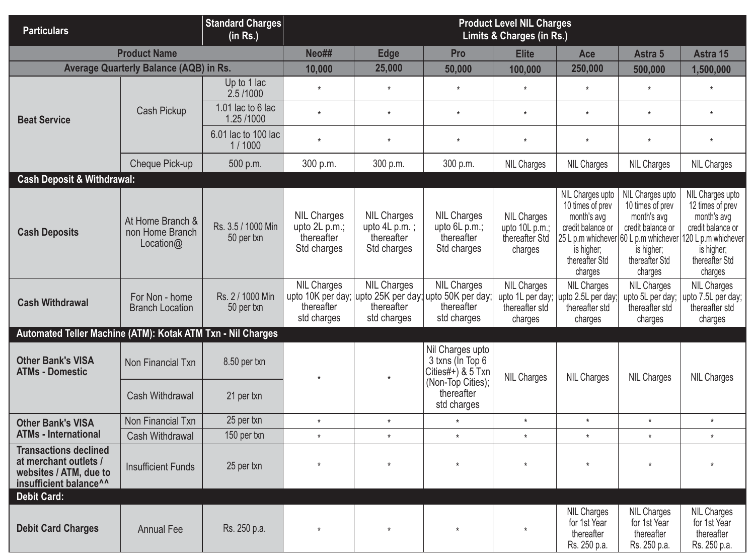| Particulars | | Standard Charges (in Rs.) | Product Level NIL Charges Limits & Charges (in Rs.) | | | | | | |
|---|---|---|---|---|---|---|---|---|---|
| Product Name | | | Neo## | Edge | Pro | Elite | Ace | Astra 5 | Astra 15 |
| Average Quarterly Balance (AQB) in Rs. | | | 10,000 | 25,000 | 50,000 | 100,000 | 250,000 | 500,000 | 1,500,000 |
| Beat Service | Cash Pickup | Up to 1 lac 2.5 /1000 | * | * | * | * | * | * | * |
| | | 1.01 lac to 6 lac 1.25 /1000 | * | * | * | * | * | * | * |
| | | 6.01 lac to 100 lac 1 / 1000 | * | * | * | * | * | * | * |
| | Cheque Pick-up | 500 p.m. | 300 p.m. | 300 p.m. | 300 p.m. | NIL Charges | NIL Charges | NIL Charges | NIL Charges |
| **Cash Deposit & Withdrawal:** | | | | | | | | | |
| Cash Deposits | At Home Branch & non Home Branch Location@ | Rs. 3.5 / 1000 Min 50 per txn | NIL Charges upto 2L p.m.; thereafter Std charges | NIL Charges upto 4L p.m. ; thereafter Std charges | NIL Charges upto 6L p.m.; thereafter Std charges | NIL Charges upto 10L p.m.; thereafter Std charges | NIL Charges upto 10 times of prev month's avg credit balance or 25 L p.m whichever is higher; thereafter Std charges | NIL Charges upto 10 times of prev month's avg credit balance or 60 L p.m whichever is higher; thereafter Std charges | NIL Charges upto 12 times of prev month's avg credit balance or 120 L p.m whichever is higher; thereafter Std charges |
| Cash Withdrawal | For Non - home Branch Location | Rs. 2 / 1000 Min 50 per txn | NIL Charges upto 10K per day; thereafter std charges | NIL Charges upto 25K per day; thereafter std charges | NIL Charges upto 50K per day; thereafter std charges | NIL Charges upto 1L per day; thereafter std charges | NIL Charges upto 2.5L per day; thereafter std charges | NIL Charges upto 5L per day; thereafter std charges | NIL Charges upto 7.5L per day; thereafter std charges |
| **Automated Teller Machine (ATM): Kotak ATM Txn - Nil Charges** | | | | | | | | | |
| Other Bank's VISA ATMs - Domestic | Non Financial Txn | 8.50 per txn | * | * | Nil Charges upto 3 txns (In Top 6 Cities#+) & 5 Txn (Non-Top Cities); thereafter std charges | NIL Charges | NIL Charges | NIL Charges | NIL Charges |
| | Cash Withdrawal | 21 per txn | | | | | | | |
| Other Bank's VISA ATMs - International | Non Financial Txn | 25 per txn | * | * | * | * | * | * | * |
| | Cash Withdrawal | 150 per txn | * | * | * | * | * | * | * |
| Transactions declined at merchant outlets / websites / ATM, due to insufficient balance^^ | Insufficient Funds | 25 per txn | * | * | * | * | * | * | * |
| **Debit Card:** | | | | | | | | | |
| Debit Card Charges | Annual Fee | Rs. 250 p.a. | * | * | * | * | NIL Charges for 1st Year thereafter Rs. 250 p.a. | NIL Charges for 1st Year thereafter Rs. 250 p.a. | NIL Charges for 1st Year thereafter Rs. 250 p.a. |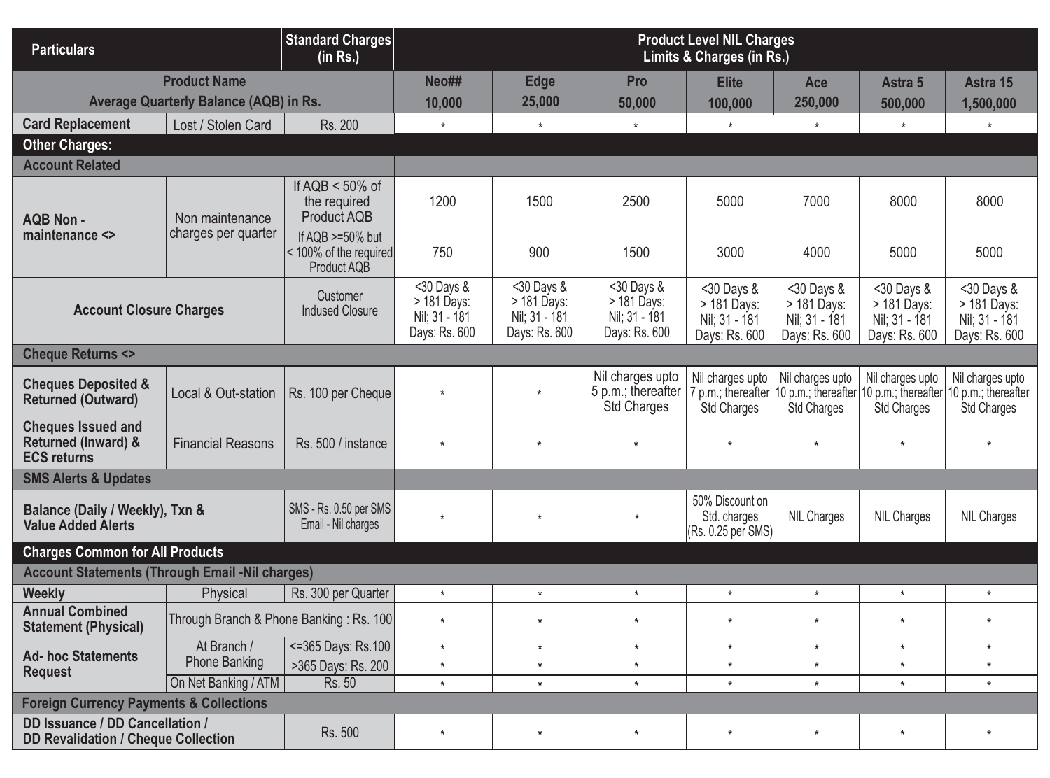| Particulars | | Standard Charges (in Rs.) | Product Level NIL Charges Limits & Charges (in Rs.) | | | | | | |
|---|---|---|---|---|---|---|---|---|---|
| Product Name | | | Neo## | Edge | Pro | Elite | Ace | Astra 5 | Astra 15 |
| Average Quarterly Balance (AQB) in Rs. | | | 10,000 | 25,000 | 50,000 | 100,000 | 250,000 | 500,000 | 1,500,000 |
| Card Replacement | Lost / Stolen Card | Rs. 200 | * | * | * | * | * | * | * |
| **Other Charges:** | | | | | | | | | |
| **Account Related** | | | | | | | | | |
| AQB Non - maintenance <> | Non maintenance charges per quarter | If AQB < 50% of the required Product AQB | 1200 | 1500 | 2500 | 5000 | 7000 | 8000 | 8000 |
| | | If AQB >=50% but < 100% of the required Product AQB | 750 | 900 | 1500 | 3000 | 4000 | 5000 | 5000 |
| Account Closure Charges | | Customer Indused Closure | <30 Days & > 181 Days: Nil; 31 - 181 Days: Rs. 600 | <30 Days & > 181 Days: Nil; 31 - 181 Days: Rs. 600 | <30 Days & > 181 Days: Nil; 31 - 181 Days: Rs. 600 | <30 Days & > 181 Days: Nil; 31 - 181 Days: Rs. 600 | <30 Days & > 181 Days: Nil; 31 - 181 Days: Rs. 600 | <30 Days & > 181 Days: Nil; 31 - 181 Days: Rs. 600 | <30 Days & > 181 Days: Nil; 31 - 181 Days: Rs. 600 |
| **Cheque Returns <>** | | | | | | | | | |
| Cheques Deposited & Returned (Outward) | Local & Out-station | Rs. 100 per Cheque | * | * | Nil charges upto 5 p.m.; thereafter Std Charges | Nil charges upto 7 p.m.; thereafter Std Charges | Nil charges upto 10 p.m.; thereafter Std Charges | Nil charges upto 10 p.m.; thereafter Std Charges | Nil charges upto 10 p.m.; thereafter Std Charges |
| Cheques Issued and Returned (Inward) & ECS returns | Financial Reasons | Rs. 500 / instance | * | * | * | * | * | * | * |
| **SMS Alerts & Updates** | | | | | | | | | |
| Balance (Daily / Weekly), Txn & Value Added Alerts | | SMS - Rs. 0.50 per SMS Email - Nil charges | * | * | * | 50% Discount on Std. charges (Rs. 0.25 per SMS) | NIL Charges | NIL Charges | NIL Charges |
| **Charges Common for All Products** | | | | | | | | | |
| **Account Statements (Through Email -Nil charges)** | | | | | | | | | |
| Weekly | Physical | Rs. 300 per Quarter | * | * | * | * | * | * | * |
| Annual Combined Statement (Physical) | Through Branch & Phone Banking : Rs. 100 | | * | * | * | * | * | * | * |
| Ad- hoc Statements Request | At Branch / Phone Banking | <=365 Days: Rs.100 | * | * | * | * | * | * | * |
| | | >365 Days: Rs. 200 | * | * | * | * | * | * | * |
| | On Net Banking / ATM | Rs. 50 | * | * | * | * | * | * | * |
| **Foreign Currency Payments & Collections** | | | | | | | | | |
| DD Issuance / DD Cancellation / DD Revalidation / Cheque Collection | | Rs. 500 | * | * | * | * | * | * | * |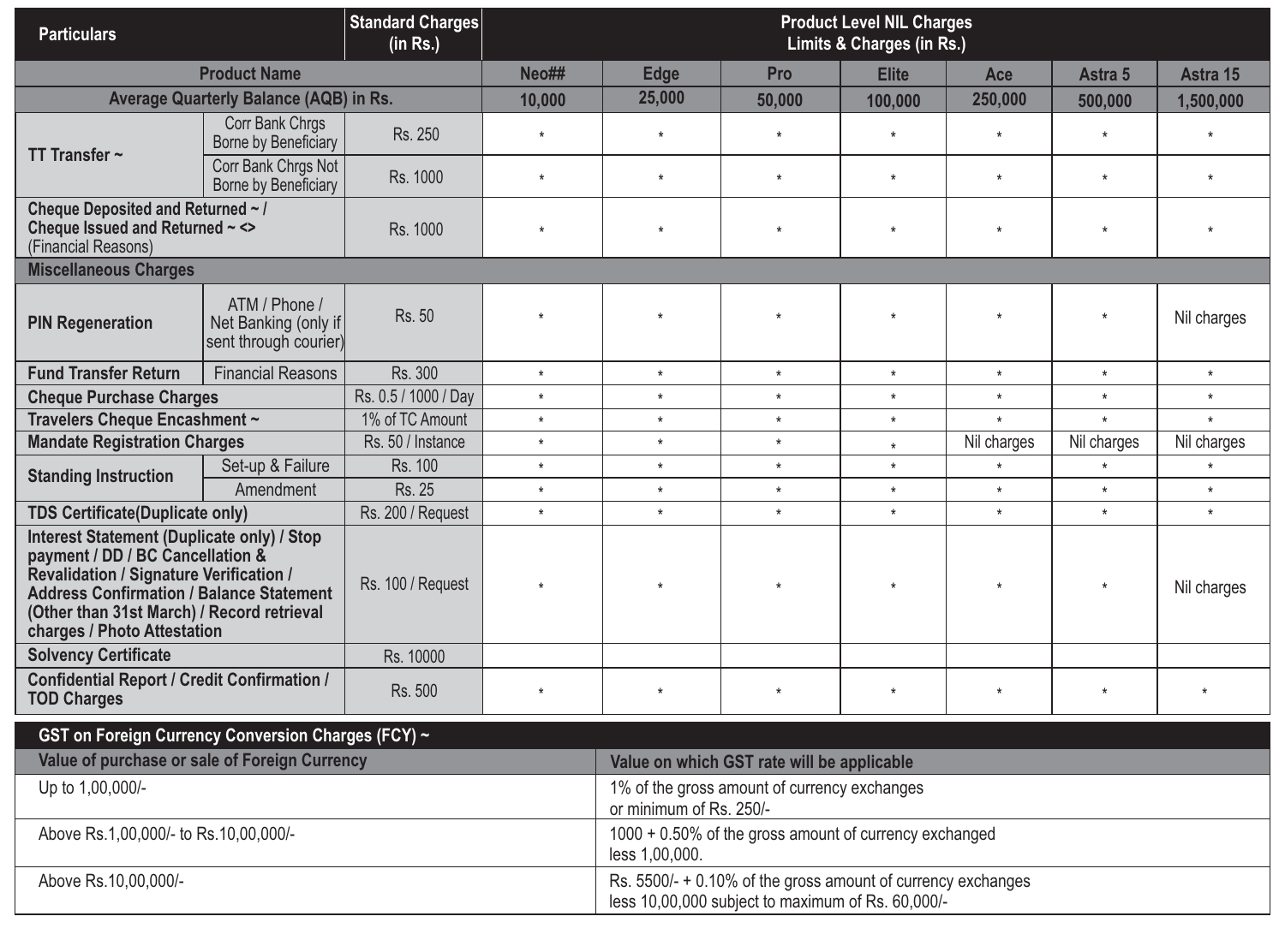| Particulars | | Standard Charges (in Rs.) | Product Level NIL Charges Limits & Charges (in Rs.) | | | | | | |
|---|---|---|---|---|---|---|---|---|---|
| **Product Name** | | | Neo## | Edge | Pro | Elite | Ace | Astra 5 | Astra 15 |
| **Average Quarterly Balance (AQB) in Rs.** | | | 10,000 | 25,000 | 50,000 | 100,000 | 250,000 | 500,000 | 1,500,000 |
| **TT Transfer ~** | Corr Bank Chrgs Borne by Beneficiary | Rs. 250 | * | * | * | * | * | * | * |
| | Corr Bank Chrgs Not Borne by Beneficiary | Rs. 1000 | * | * | * | * | * | * | * |
| **Cheque Deposited and Returned ~ / Cheque Issued and Returned ~ <>** (Financial Reasons) | | Rs. 1000 | * | * | * | * | * | * | * |
| **Miscellaneous Charges** | | | | | | | | | |
| **PIN Regeneration** | ATM / Phone / Net Banking (only if sent through courier) | Rs. 50 | * | * | * | * | * | * | Nil charges |
| **Fund Transfer Return** | Financial Reasons | Rs. 300 | * | * | * | * | * | * | * |
| **Cheque Purchase Charges** | | Rs. 0.5 / 1000 / Day | * | * | * | * | * | * | * |
| **Travelers Cheque Encashment ~** | | 1% of TC Amount | * | * | * | * | * | * | * |
| **Mandate Registration Charges** | | Rs. 50 / Instance | * | * | * | * | Nil charges | Nil charges | Nil charges |
| **Standing Instruction** | Set-up & Failure | Rs. 100 | * | * | * | * | * | * | * |
| | Amendment | Rs. 25 | * | * | * | * | * | * | * |
| **TDS Certificate(Duplicate only)** | | Rs. 200 / Request | * | * | * | * | * | * | * |
| **Interest Statement (Duplicate only) / Stop payment / DD / BC Cancellation & Revalidation / Signature Verification / Address Confirmation / Balance Statement (Other than 31st March) / Record retrieval charges / Photo Attestation** | | Rs. 100 / Request | * | * | * | * | * | * | Nil charges |
| **Solvency Certificate** | | Rs. 10000 | | | | | | | |
| **Confidential Report / Credit Confirmation / TOD Charges** | | Rs. 500 | * | * | * | * | * | * | * |

| GST on Foreign Currency Conversion Charges (FCY) ~ | |
|---|---|
| **Value of purchase or sale of Foreign Currency** | **Value on which GST rate will be applicable** |
| Up to 1,00,000/- | 1% of the gross amount of currency exchanges or minimum of Rs. 250/- |
| Above Rs.1,00,000/- to Rs.10,00,000/- | 1000 + 0.50% of the gross amount of currency exchanged less 1,00,000. |
| Above Rs.10,00,000/- | Rs. 5500/- + 0.10% of the gross amount of currency exchanges less 10,00,000 subject to maximum of Rs. 60,000/- |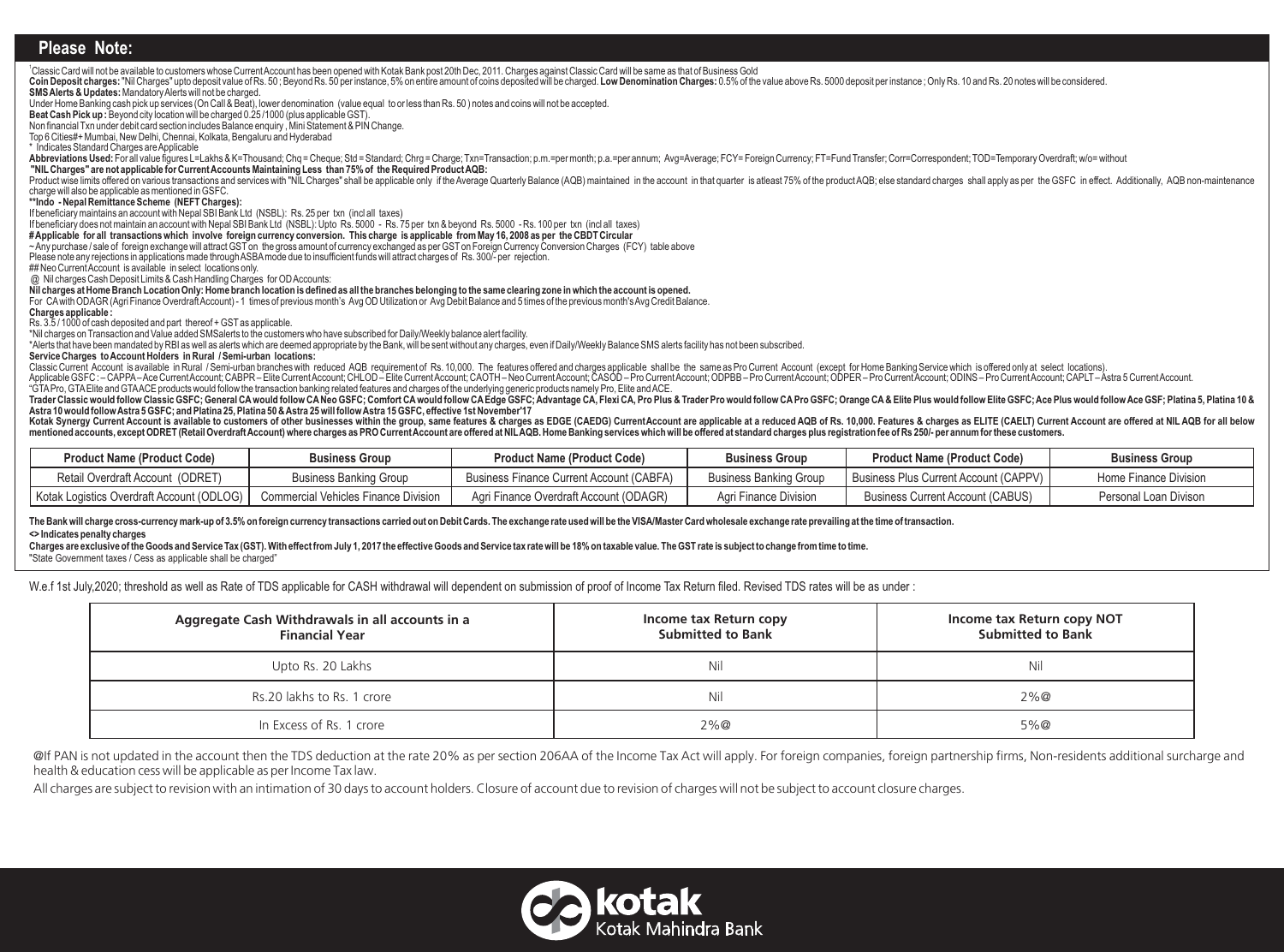## Please Note:

[1]Classic Card will not be available to customers whose Current Account has been opened with Kotak Bank post 20th Dec, 2011. Charges against Classic Card will be same as that of Business Gold

**Coin Deposit charges:** "Nil Charges" upto deposit value of Rs. 50 ; Beyond Rs. 50 per instance, 5% on entire amount of coins deposited will be charged. **Low Denomination Charges:** 0.5% of the value above Rs. 5000 deposit per instance ; Only Rs. 10 and Rs. 20 notes will be considered.

**SMS Alerts & Updates:** Mandatory Alerts will not be charged.

Under Home Banking cash pick up services (On Call & Beat), lower denomination (value equal to or less than Rs. 50 ) notes and coins will not be accepted.

**Beat Cash Pick up :** Beyond city location will be charged 0.25 /1000 (plus applicable GST).

Non financial Txn under debit card section includes Balance enquiry , Mini Statement & PIN Change.

Top 6 Cities#+ Mumbai, New Delhi, Chennai, Kolkata, Bengaluru and Hyderabad

* Indicates Standard Charges are Applicable

**Abbreviations Used:** For all value figures L=Lakhs & K=Thousand; Chq = Cheque; Std = Standard; Chrg = Charge; Txn=Transaction; p.m.=per month; p.a.=per annum; Avg=Average; FCY= Foreign Currency; FT=Fund Transfer; Corr=Correspondent; TOD=Temporary Overdraft; w/o= without

**"NIL Charges" are not applicable for Current Accounts Maintaining Less than 75% of the Required Product AQB:**

Product wise limits offered on various transactions and services with "NIL Charges" shall be applicable only if the Average Quarterly Balance (AQB) maintained in the account in that quarter is atleast 75% of the product AQB; else standard charges shall apply as per the GSFC in effect. Additionally, AQB non-maintenance charge will also be applicable as mentioned in GSFC.

**\*\*Indo - Nepal Remittance Scheme (NEFT Charges):**

If beneficiary maintains an account with Nepal SBI Bank Ltd (NSBL): Rs. 25 per txn (incl all taxes)

If beneficiary does not maintain an account with Nepal SBI Bank Ltd (NSBL): Upto Rs. 5000 - Rs. 75 per txn & beyond Rs. 5000 - Rs. 100 per txn (incl all taxes)

**# Applicable for all transactions which involve foreign currency conversion. This charge is applicable from May 16, 2008 as per the CBDT Circular**

~ Any purchase / sale of foreign exchange will attract GST on the gross amount of currency exchanged as per GST on Foreign Currency Conversion Charges (FCY) table above

Please note any rejections in applications made through ASBA mode due to insufficient funds will attract charges of Rs. 300/- per rejection.

## Neo Current Account is available in select locations only.

@ Nil charges Cash Deposit Limits & Cash Handling Charges for OD Accounts:

**Nil charges at Home Branch Location Only: Home branch location is defined as all the branches belonging to the same clearing zone in which the account is opened.**

For CA with ODAGR (Agri Finance Overdraft Account) - 1 times of previous month's Avg OD Utilization or Avg Debit Balance and 5 times of the previous month's Avg Credit Balance.

**Charges applicable :**

Rs. 3.5 / 1000 of cash deposited and part thereof + GST as applicable.

*Nil charges on Transaction and Value added SMS alerts to the customers who have subscribed for Daily/Weekly balance alert facility.

*Alerts that have been mandated by RBI as well as alerts which are deemed appropriate by the Bank, will be sent without any charges, even if Daily/Weekly Balance SMS alerts facility has not been subscribed.

**Service Charges to Account Holders in Rural / Semi-urban locations:**

Classic Current Account is available in Rural / Semi-urban branches with reduced AQB requirement of Rs. 10,000. The features offered and charges applicable shall be the same as Pro Current Account (except for Home Banking Service which is offered only at select locations).

Applicable GSFC : – CAPPA – Ace Current Account; CABPR – Elite Current Account; CHLOD – Elite Current Account; CAOTH – Neo Current Account; CASOD – Pro Current Account; ODPBB – Pro Current Account; ODPER – Pro Current Account; ODINS – Pro Current Account; CAPLT – Astra 5 Current Account.

"GTA Pro, GTA Elite and GTA ACE products would follow the transaction banking related features and charges of the underlying generic products namely Pro, Elite and ACE.

**Trader Classic would follow Classic GSFC; General CA would follow CA Neo GSFC; Comfort CA would follow CA Edge GSFC; Advantage CA, Flexi CA, Pro Plus & Trader Pro would follow CA Pro GSFC; Orange CA & Elite Plus would follow Elite GSFC; Ace Plus would follow Ace GSF; Platina 5, Platina 10 & Astra 10 would follow Astra 5 GSFC; and Platina 25, Platina 50 & Astra 25 will follow Astra 15 GSFC, effective 1st November'17**

**Kotak Synergy Current Account is available to customers of other businesses within the group, same features & charges as EDGE (CAEDG) Current Account are applicable at a reduced AQB of Rs. 10,000. Features & charges as ELITE (CAELT) Current Account are offered at NIL AQB for all below mentioned accounts, except ODRET (Retail Overdraft Account) where charges as PRO Current Account are offered at NIL AQB. Home Banking services which will be offered at standard charges plus registration fee of Rs 250/- per annum for these customers.**

| Product Name (Product Code) | Business Group | Product Name (Product Code) | Business Group | Product Name (Product Code) | Business Group |
|---|---|---|---|---|---|
| Retail Overdraft Account (ODRET) | Business Banking Group | Business Finance Current Account (CABFA) | Business Banking Group | Business Plus Current Account (CAPPV) | Home Finance Division |
| Kotak Logistics Overdraft Account (ODLOG) | Commercial Vehicles Finance Division | Agri Finance Overdraft Account (ODAGR) | Agri Finance Division | Business Current Account (CABUS) | Personal Loan Divison |

**The Bank will charge cross-currency mark-up of 3.5% on foreign currency transactions carried out on Debit Cards. The exchange rate used will be the VISA/Master Card wholesale exchange rate prevailing at the time of transaction.**

**<> Indicates penalty charges**

**Charges are exclusive of the Goods and Service Tax (GST). With effect from July 1, 2017 the effective Goods and Service tax rate will be 18% on taxable value. The GST rate is subject to change from time to time.**

"State Government taxes / Cess as applicable shall be charged"

W.e.f 1st July,2020; threshold as well as Rate of TDS applicable for CASH withdrawal will dependent on submission of proof of Income Tax Return filed. Revised TDS rates will be as under :

| Aggregate Cash Withdrawals in all accounts in a Financial Year | Income tax Return copy Submitted to Bank | Income tax Return copy NOT Submitted to Bank |
|---|---|---|
| Upto Rs. 20 Lakhs | Nil | Nil |
| Rs.20 lakhs to Rs. 1 crore | Nil | 2%@ |
| In Excess of Rs. 1 crore | 2%@ | 5%@ |

@If PAN is not updated in the account then the TDS deduction at the rate 20% as per section 206AA of the Income Tax Act will apply. For foreign companies, foreign partnership firms, Non-residents additional surcharge and health & education cess will be applicable as per Income Tax law.

All charges are subject to revision with an intimation of 30 days to account holders. Closure of account due to revision of charges will not be subject to account closure charges.

kotak
Kotak Mahindra Bank